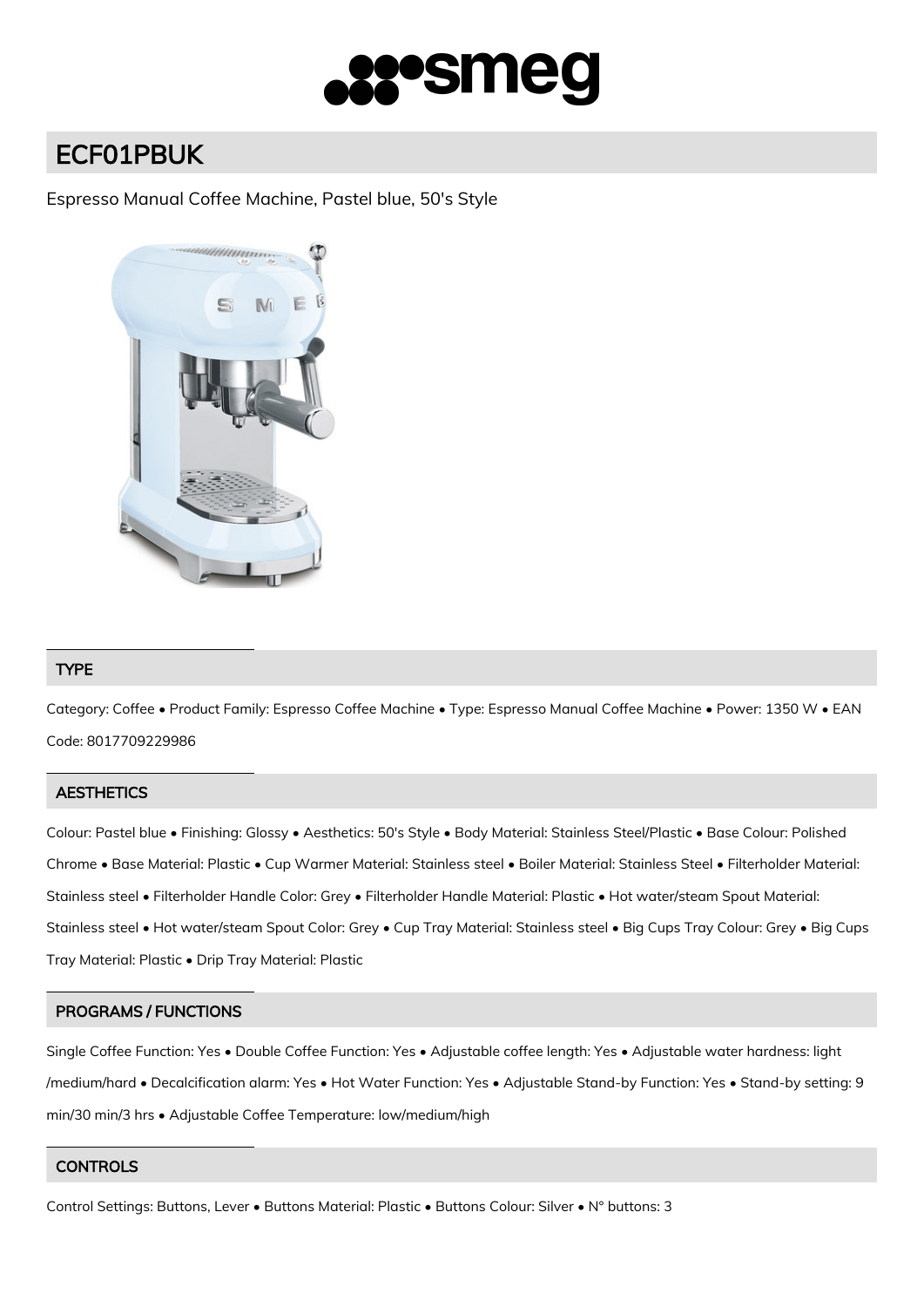# ECF01PBUK

Espresso Manual Coffee Machine, Pastel blue, 50's Style

## TYPE

Category: Coffee • Product Family: Espresso Coffee Machine • Type: Espresso Manual Coffee Machine • Power: 1350 W • EAN Code: 8017709229986

## AESTHETICS

Colour: Pastel blue • Finishing: Glossy • Aesthetics: 50's Style • Body Material: Stainless Steel/Plastic • Base Colour: Polished Chrome • Base Material: Plastic • Cup Warmer Material: Stainless steel • Boiler Material: Stainless Steel • Filterholder Material: Stainless steel • Filterholder Handle Color: Grey • Filterholder Handle Material: Plastic • Hot water/steam Spout Material: Stainless steel • Hot water/steam Spout Color: Grey • Cup Tray Material: Stainless steel • Big Cups Tray Colour: Grey • Big Cups Tray Material: Plastic • Drip Tray Material: Plastic

## PROGRAMS / FUNCTIONS

Single Coffee Function: Yes • Double Coffee Function: Yes • Adjustable coffee length: Yes • Adjustable water hardness: light /medium/hard • Decalcification alarm: Yes • Hot Water Function: Yes • Adjustable Stand-by Function: Yes • Stand-by setting: 9 min/30 min/3 hrs • Adjustable Coffee Temperature: low/medium/high

## CONTROLS

Control Settings: Buttons, Lever • Buttons Material: Plastic • Buttons Colour: Silver • N° buttons: 3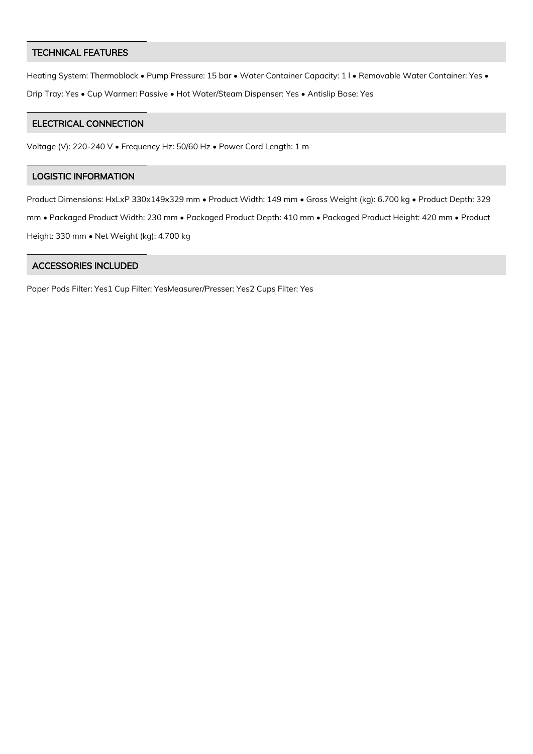## TECHNICAL FEATURES

Heating System: Thermoblock • Pump Pressure: 15 bar • Water Container Capacity: 1 l • Removable Water Container: Yes • Drip Tray: Yes • Cup Warmer: Passive • Hot Water/Steam Dispenser: Yes • Antislip Base: Yes

## ELECTRICAL CONNECTION

Voltage (V): 220-240 V • Frequency Hz: 50/60 Hz • Power Cord Length: 1 m

## LOGISTIC INFORMATION

Product Dimensions: HxLxP 330x149x329 mm • Product Width: 149 mm • Gross Weight (kg): 6.700 kg • Product Depth: 329 mm • Packaged Product Width: 230 mm • Packaged Product Depth: 410 mm • Packaged Product Height: 420 mm • Product Height: 330 mm • Net Weight (kg): 4.700 kg

## ACCESSORIES INCLUDED

Paper Pods Filter: Yes1 Cup Filter: YesMeasurer/Presser: Yes2 Cups Filter: Yes